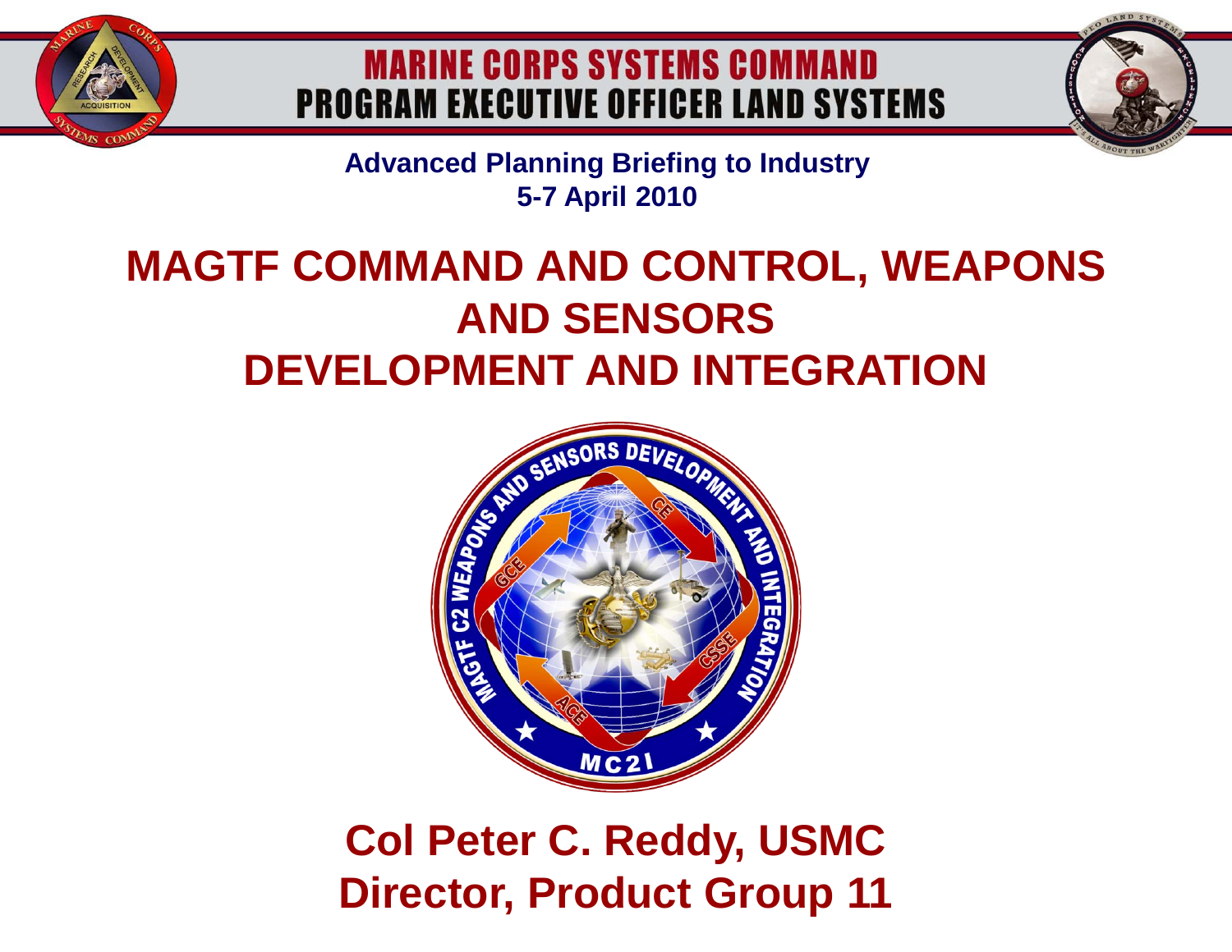# MARINE CORPS SYSTEMS COMMAND
# PROGRAM EXECUTIVE OFFICER LAND SYSTEMS

**Advanced Planning Briefing to Industry**
**5-7 April 2010**

# MAGTF COMMAND AND CONTROL, WEAPONS AND SENSORS DEVELOPMENT AND INTEGRATION

**Col Peter C. Reddy, USMC**
**Director, Product Group 11**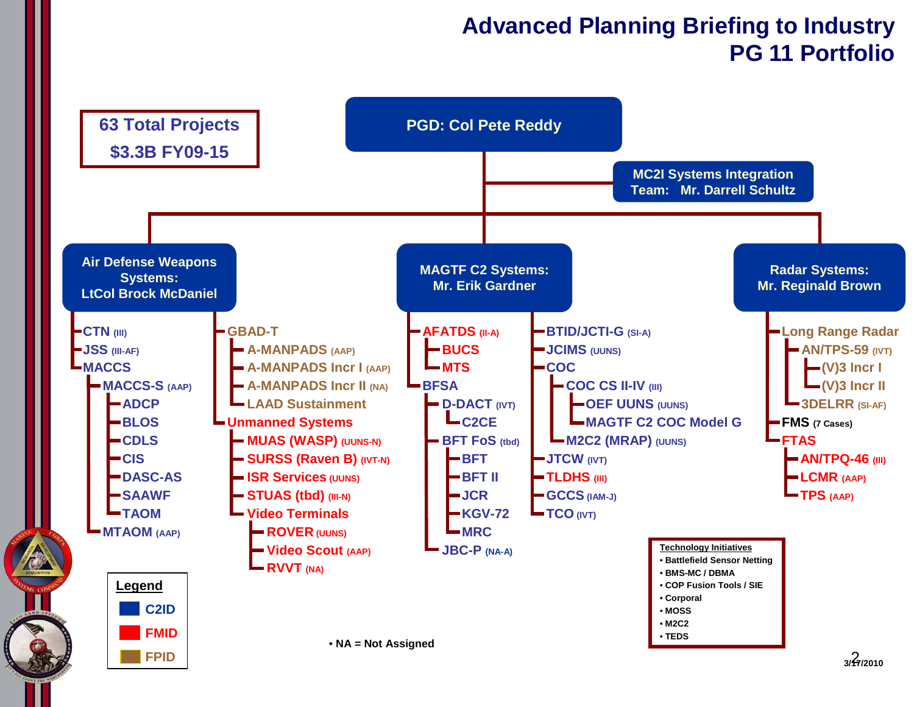# Advanced Planning Briefing to Industry
# PG 11 Portfolio

**63 Total Projects**
**$3.3B FY09-15**

**PGD: Col Pete Reddy**

**MC2I Systems Integration Team: Mr. Darrell Schultz**

## Air Defense Weapons Systems: LtCol Brock McDaniel

- CTN (III)
- JSS (III-AF)
- MACCS
  - MACCS-S (AAP)
    - ADCP
    - BLOS
    - CDLS
    - CIS
    - DASC-AS
    - SAAWF
    - TAOM
  - MTAOM (AAP)
- GBAD-T
  - A-MANPADS (AAP)
  - A-MANPADS Incr I (AAP)
  - A-MANPADS Incr II (NA)
  - LAAD Sustainment
- Unmanned Systems
  - MUAS (WASP) (UUNS-N)
  - SURSS (Raven B) (IVT-N)
  - ISR Services (UUNS)
  - STUAS (tbd) (III-N)
  - Video Terminals
    - ROVER (UUNS)
    - Video Scout (AAP)
    - RVVT (NA)

## MAGTF C2 Systems: Mr. Erik Gardner

- AFATDS (II-A)
  - BUCS
  - MTS
- BFSA
  - D-DACT (IVT)
    - C2CE
  - BFT FoS (tbd)
    - BFT
    - BFT II
    - JCR
    - KGV-72
    - MRC
  - JBC-P (NA-A)
- BTID/JCTI-G (SI-A)
- JCIMS (UUNS)
- COC
  - COC CS II-IV (III)
    - OEF UUNS (UUNS)
    - MAGTF C2 COC Model G
  - M2C2 (MRAP) (UUNS)
- JTCW (IVT)
- TLDHS (III)
- GCCS (IAM-J)
- TCO (IVT)

## Radar Systems: Mr. Reginald Brown

- Long Range Radar
  - AN/TPS-59 (IVT)
    - (V)3 Incr I
    - (V)3 Incr II
  - 3DELRR (SI-AF)
- FMS (7 Cases)
- FTAS
  - AN/TPQ-46 (III)
  - LCMR (AAP)
  - TPS (AAP)

**Legend**
- C2ID
- FMID
- FPID

• NA = Not Assigned

**Technology Initiatives**
- Battlefield Sensor Netting
- BMS-MC / DBMA
- COP Fusion Tools / SIE
- Corporal
- MOSS
- M2C2
- TEDS

3/17/2010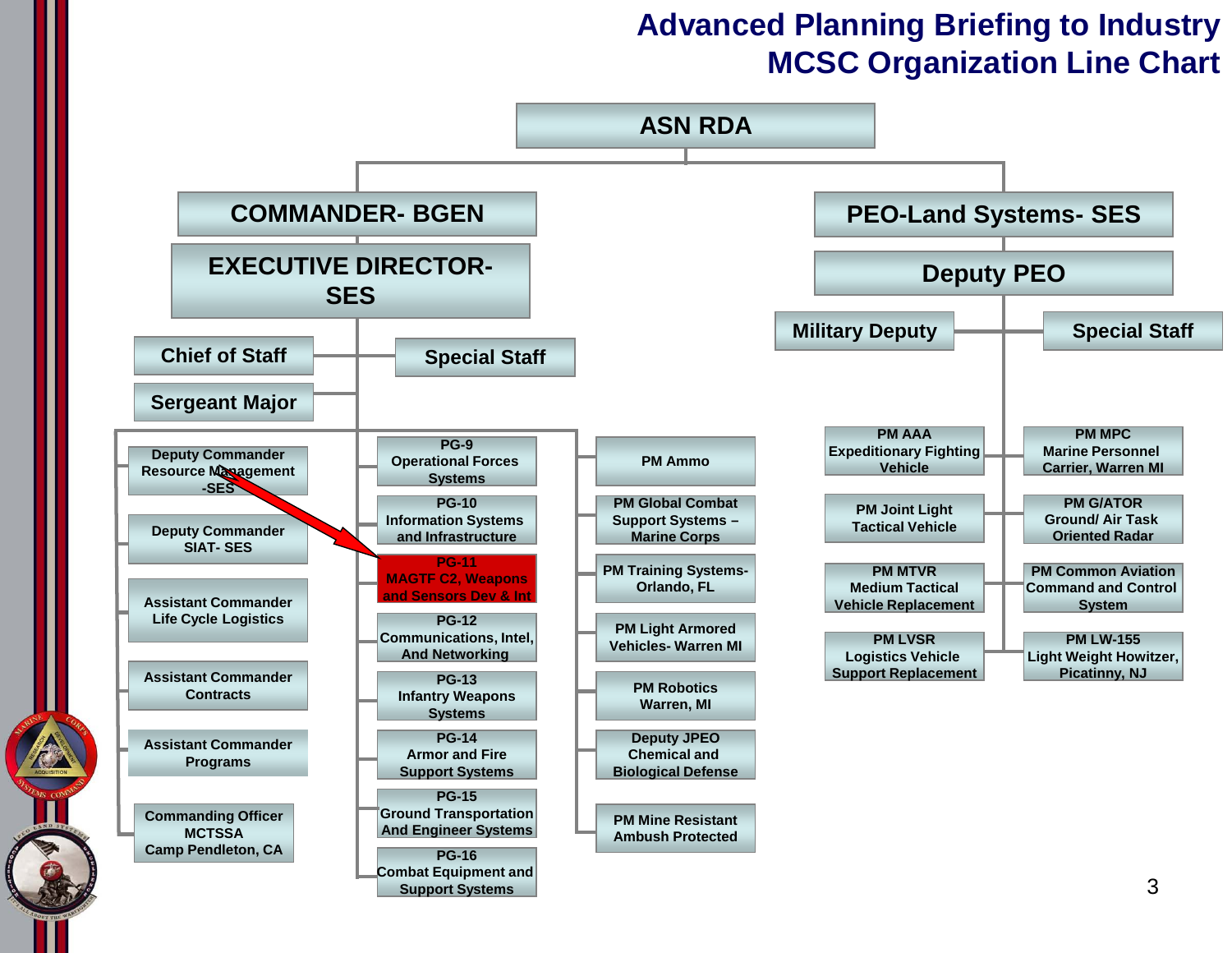# Advanced Planning Briefing to Industry
# MCSC Organization Line Chart

**ASN RDA**

**COMMANDER- BGEN**

**EXECUTIVE DIRECTOR- SES**

- Chief of Staff
- Special Staff
- Sergeant Major

- Deputy Commander Resource Management -SES
- Deputy Commander SIAT- SES
- Assistant Commander Life Cycle Logistics
- Assistant Commander Contracts
- Assistant Commander Programs
- Commanding Officer MCTSSA Camp Pendleton, CA

- PG-9 Operational Forces Systems
- PG-10 Information Systems and Infrastructure
- PG-11 MAGTF C2, Weapons and Sensors Dev & Int
- PG-12 Communications, Intel, And Networking
- PG-13 Infantry Weapons Systems
- PG-14 Armor and Fire Support Systems
- PG-15 Ground Transportation And Engineer Systems
- PG-16 Combat Equipment and Support Systems

- PM Ammo
- PM Global Combat Support Systems – Marine Corps
- PM Training Systems- Orlando, FL
- PM Light Armored Vehicles- Warren MI
- PM Robotics Warren, MI
- Deputy JPEO Chemical and Biological Defense
- PM Mine Resistant Ambush Protected

**PEO-Land Systems- SES**

**Deputy PEO**

- Military Deputy
- Special Staff

- PM AAA Expeditionary Fighting Vehicle
- PM Joint Light Tactical Vehicle
- PM MTVR Medium Tactical Vehicle Replacement
- PM LVSR Logistics Vehicle Support Replacement
- PM MPC Marine Personnel Carrier, Warren MI
- PM G/ATOR Ground/ Air Task Oriented Radar
- PM Common Aviation Command and Control System
- PM LW-155 Light Weight Howitzer, Picatinny, NJ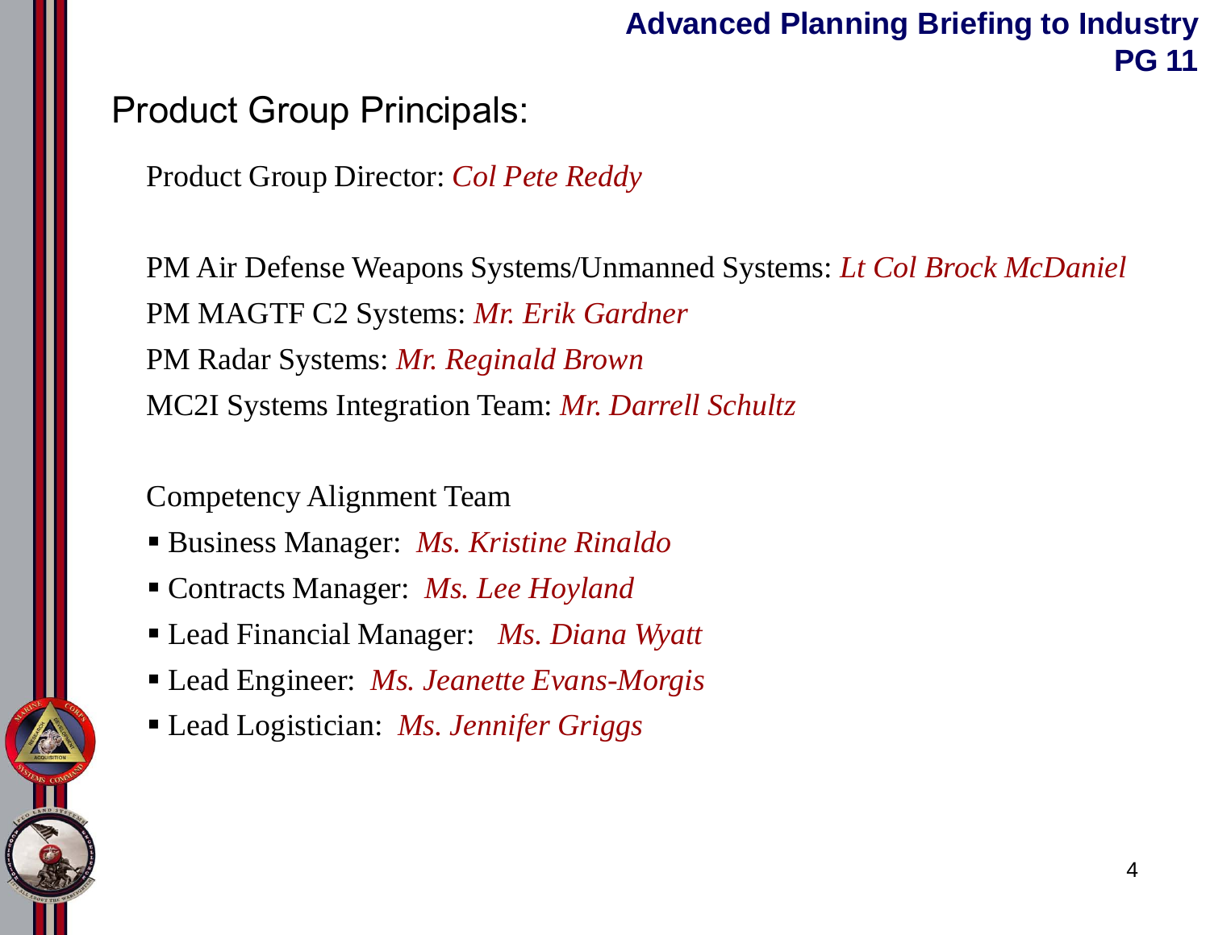# Product Group Principals:

Product Group Director: *Col Pete Reddy*

PM Air Defense Weapons Systems/Unmanned Systems: *Lt Col Brock McDaniel*

PM MAGTF C2 Systems: *Mr. Erik Gardner*

PM Radar Systems: *Mr. Reginald Brown*

MC2I Systems Integration Team: *Mr. Darrell Schultz*

Competency Alignment Team

- Business Manager: *Ms. Kristine Rinaldo*
- Contracts Manager: *Ms. Lee Hoyland*
- Lead Financial Manager: *Ms. Diana Wyatt*
- Lead Engineer: *Ms. Jeanette Evans-Morgis*
- Lead Logistician: *Ms. Jennifer Griggs*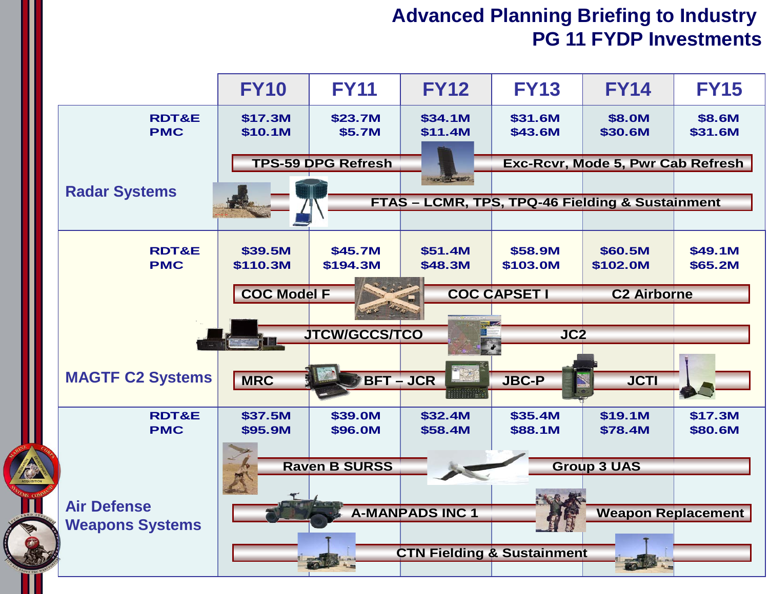# Advanced Planning Briefing to Industry
## PG 11 FYDP Investments

| | | FY10 | FY11 | FY12 | FY13 | FY14 | FY15 |
|---|---|---|---|---|---|---|---|
| **Radar Systems** | RDT&E | $17.3M | $23.7M | $34.1M | $31.6M | $8.0M | $8.6M |
| | PMC | $10.1M | $5.7M | $11.4M | $43.6M | $30.6M | $31.6M |
| **MAGTF C2 Systems** | RDT&E | $39.5M | $45.7M | $51.4M | $58.9M | $60.5M | $49.1M |
| | PMC | $110.3M | $194.3M | $48.3M | $103.0M | $102.0M | $65.2M |
| **Air Defense Weapons Systems** | RDT&E | $37.5M | $39.0M | $32.4M | $35.4M | $19.1M | $17.3M |
| | PMC | $95.9M | $96.0M | $58.4M | $88.1M | $78.4M | $80.6M |

**Radar Systems**
- TPS-59 DPG Refresh → Exc-Rcvr, Mode 5, Pwr Cab Refresh
- FTAS – LCMR, TPS, TPQ-46 Fielding & Sustainment

**MAGTF C2 Systems**
- COC Model F → COC CAPSET I → C2 Airborne
- JTCW/GCCS/TCO → JC2
- MRC → BFT – JCR → JBC-P → JCTI

**Air Defense Weapons Systems**
- Raven B SURSS → Group 3 UAS
- A-MANPADS INC 1 → Weapon Replacement
- CTN Fielding & Sustainment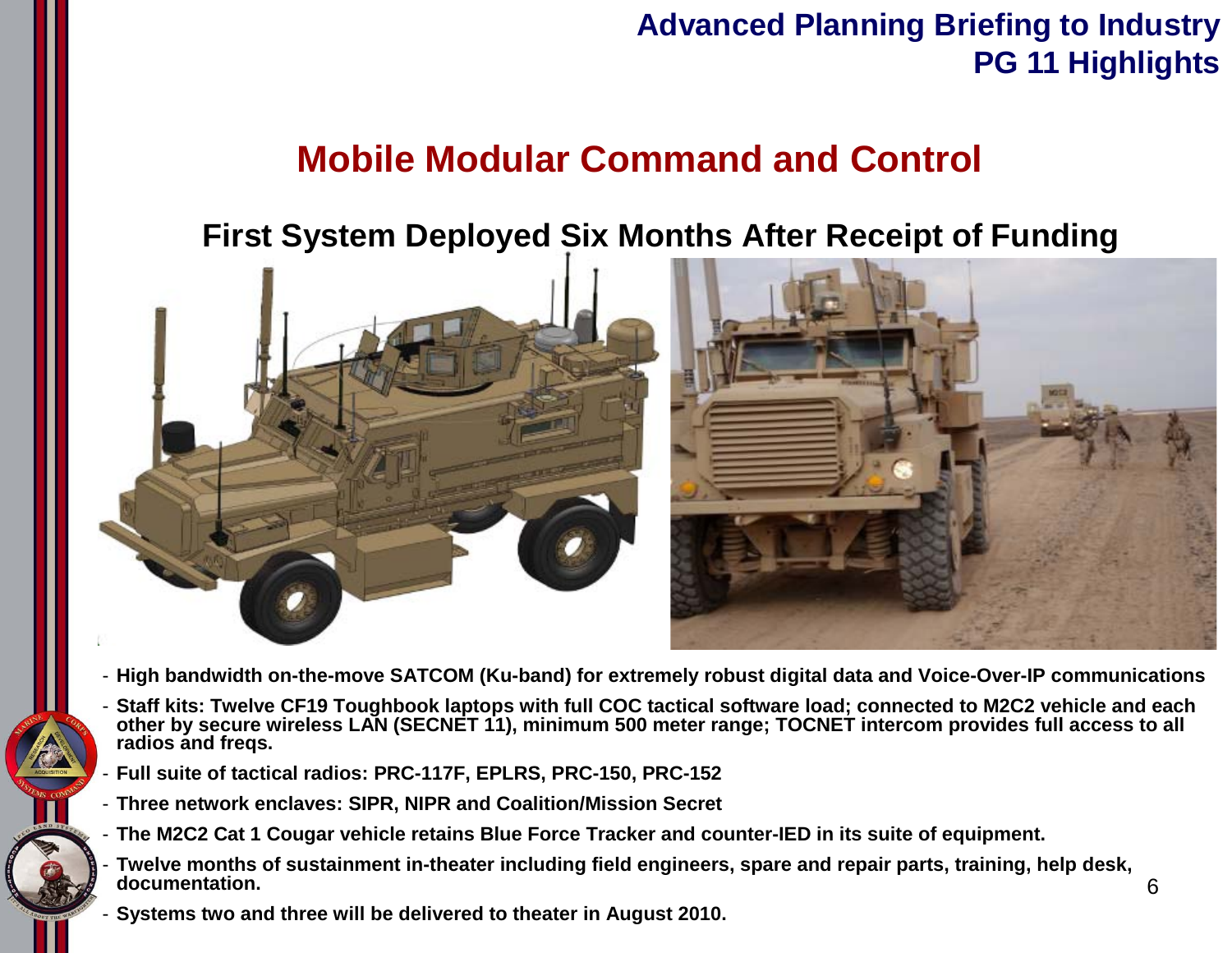# Mobile Modular Command and Control

## First System Deployed Six Months After Receipt of Funding

- **High bandwidth on-the-move SATCOM (Ku-band) for extremely robust digital data and Voice-Over-IP communications**
- **Staff kits: Twelve CF19 Toughbook laptops with full COC tactical software load; connected to M2C2 vehicle and each other by secure wireless LAN (SECNET 11), minimum 500 meter range; TOCNET intercom provides full access to all radios and freqs.**
- **Full suite of tactical radios: PRC-117F, EPLRS, PRC-150, PRC-152**
- **Three network enclaves: SIPR, NIPR and Coalition/Mission Secret**
- **The M2C2 Cat 1 Cougar vehicle retains Blue Force Tracker and counter-IED in its suite of equipment.**
- **Twelve months of sustainment in-theater including field engineers, spare and repair parts, training, help desk, documentation.**
- **Systems two and three will be delivered to theater in August 2010.**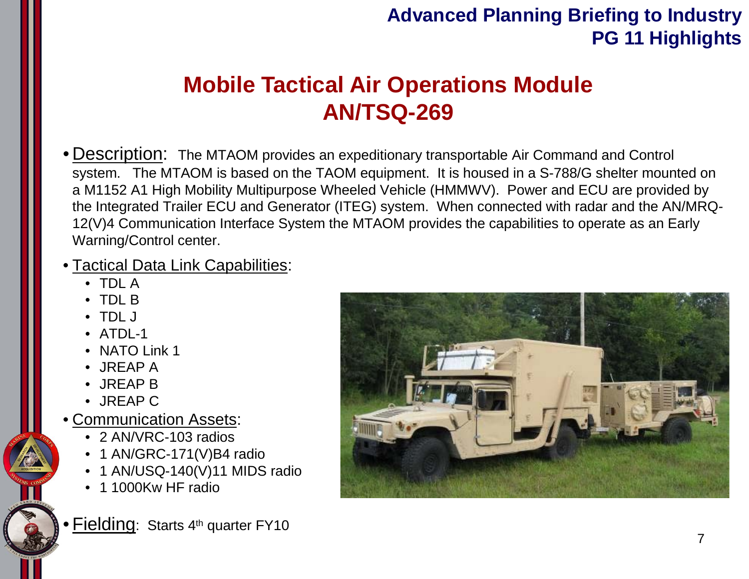# Mobile Tactical Air Operations Module
# AN/TSQ-269

- Description: The MTAOM provides an expeditionary transportable Air Command and Control system. The MTAOM is based on the TAOM equipment. It is housed in a S-788/G shelter mounted on a M1152 A1 High Mobility Multipurpose Wheeled Vehicle (HMMWV). Power and ECU are provided by the Integrated Trailer ECU and Generator (ITEG) system. When connected with radar and the AN/MRQ-12(V)4 Communication Interface System the MTAOM provides the capabilities to operate as an Early Warning/Control center.

- Tactical Data Link Capabilities:
  - TDL A
  - TDL B
  - TDL J
  - ATDL-1
  - NATO Link 1
  - JREAP A
  - JREAP B
  - JREAP C

- Communication Assets:
  - 2 AN/VRC-103 radios
  - 1 AN/GRC-171(V)B4 radio
  - 1 AN/USQ-140(V)11 MIDS radio
  - 1 1000Kw HF radio

- Fielding: Starts 4th quarter FY10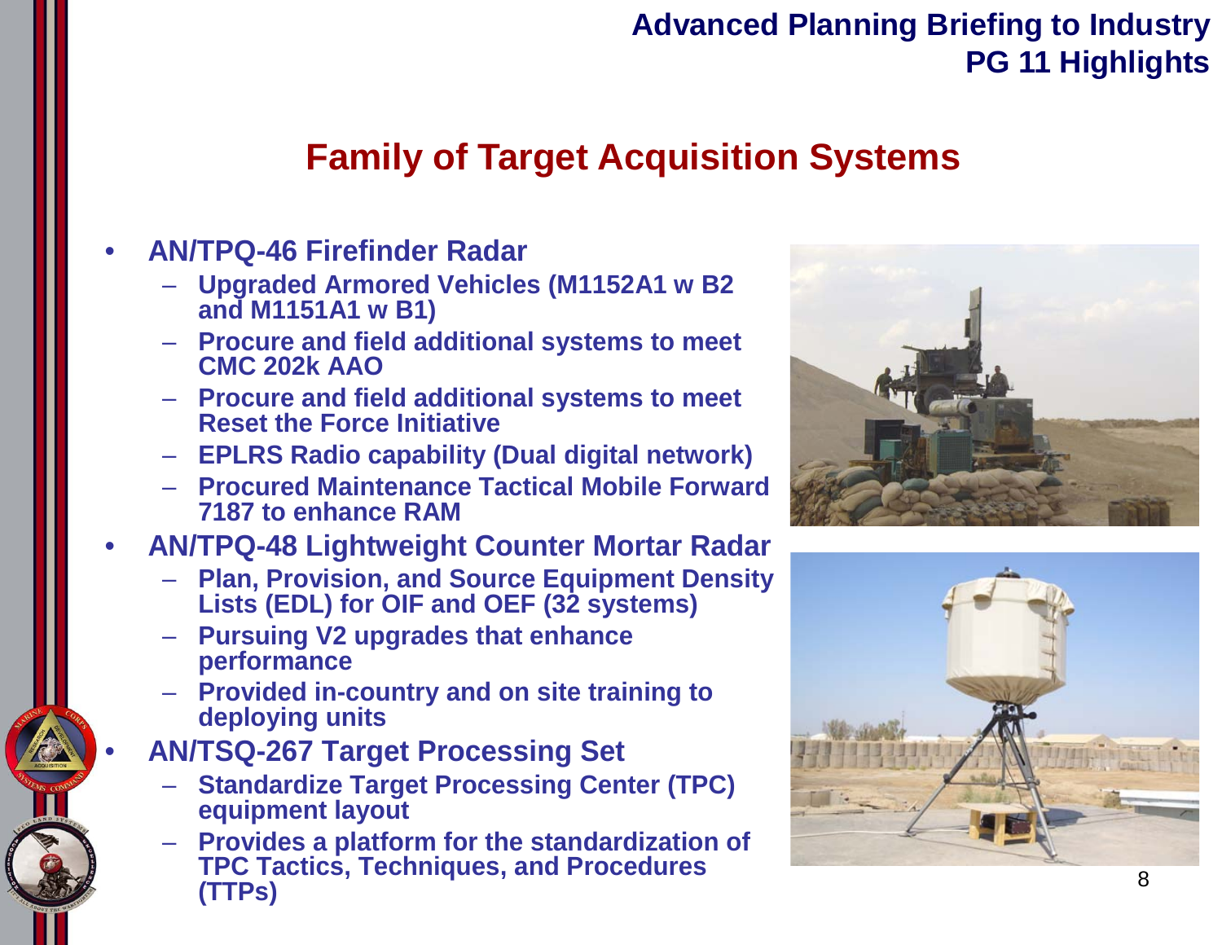# Family of Target Acquisition Systems

- **AN/TPQ-46 Firefinder Radar**
  - Upgraded Armored Vehicles (M1152A1 w B2 and M1151A1 w B1)
  - Procure and field additional systems to meet CMC 202k AAO
  - Procure and field additional systems to meet Reset the Force Initiative
  - EPLRS Radio capability (Dual digital network)
  - Procured Maintenance Tactical Mobile Forward 7187 to enhance RAM
- **AN/TPQ-48 Lightweight Counter Mortar Radar**
  - Plan, Provision, and Source Equipment Density Lists (EDL) for OIF and OEF (32 systems)
  - Pursuing V2 upgrades that enhance performance
  - Provided in-country and on site training to deploying units
- **AN/TSQ-267 Target Processing Set**
  - Standardize Target Processing Center (TPC) equipment layout
  - Provides a platform for the standardization of TPC Tactics, Techniques, and Procedures (TTPs)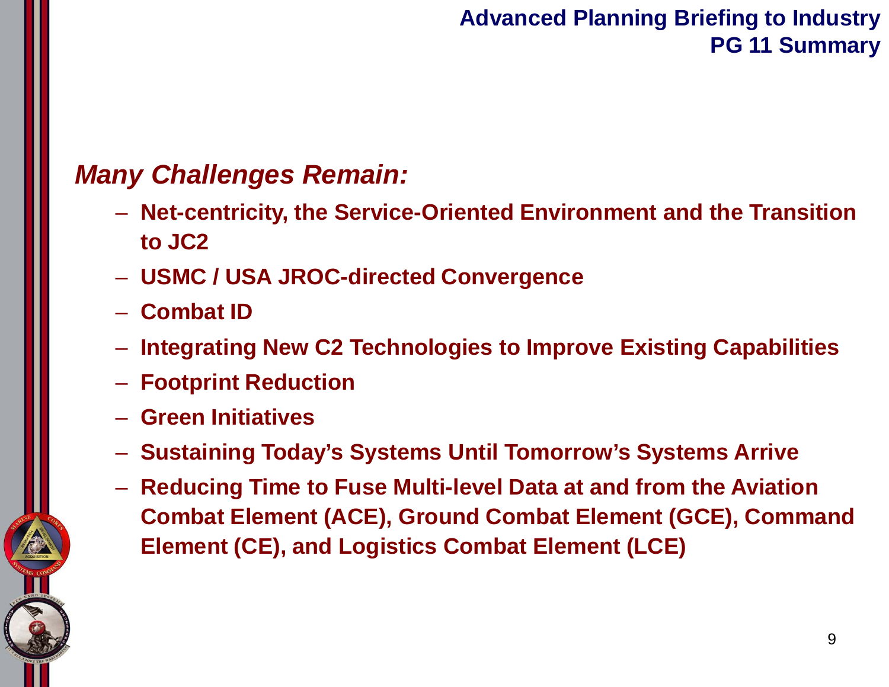# Advanced Planning Briefing to Industry
## PG 11 Summary

***Many Challenges Remain:***

- **Net-centricity, the Service-Oriented Environment and the Transition to JC2**
- **USMC / USA JROC-directed Convergence**
- **Combat ID**
- **Integrating New C2 Technologies to Improve Existing Capabilities**
- **Footprint Reduction**
- **Green Initiatives**
- **Sustaining Today's Systems Until Tomorrow's Systems Arrive**
- **Reducing Time to Fuse Multi-level Data at and from the Aviation Combat Element (ACE), Ground Combat Element (GCE), Command Element (CE), and Logistics Combat Element (LCE)**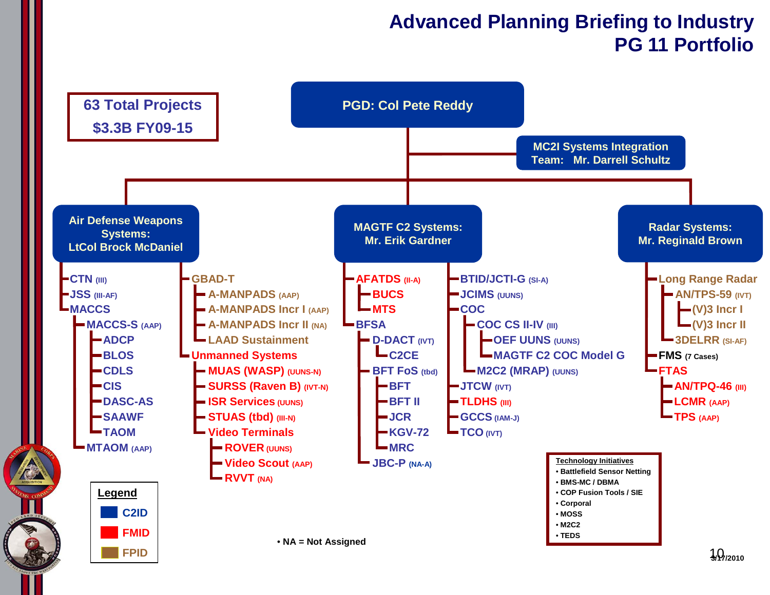# Advanced Planning Briefing to Industry
# PG 11 Portfolio

**63 Total Projects**
**$3.3B FY09-15**

**PGD: Col Pete Reddy**

**MC2I Systems Integration Team: Mr. Darrell Schultz**

## Air Defense Weapons Systems: LtCol Brock McDaniel

- CTN (III)
- JSS (III-AF)
- MACCS
  - MACCS-S (AAP)
    - ADCP
    - BLOS
    - CDLS
    - CIS
    - DASC-AS
    - SAAWF
    - TAOM
  - MTAOM (AAP)
- GBAD-T
  - A-MANPADS (AAP)
  - A-MANPADS Incr I (AAP)
  - A-MANPADS Incr II (NA)
  - LAAD Sustainment
- Unmanned Systems
  - MUAS (WASP) (UUNS-N)
  - SURSS (Raven B) (IVT-N)
  - ISR Services (UUNS)
  - STUAS (tbd) (III-N)
  - Video Terminals
    - ROVER (UUNS)
    - Video Scout (AAP)
    - RVVT (NA)

## MAGTF C2 Systems: Mr. Erik Gardner

- AFATDS (II-A)
  - BUCS
  - MTS
- BFSA
  - D-DACT (IVT)
    - C2CE
  - BFT FoS (tbd)
    - BFT
    - BFT II
    - JCR
    - KGV-72
    - MRC
  - JBC-P (NA-A)
- BTID/JCTI-G (SI-A)
- JCIMS (UUNS)
- COC
  - COC CS II-IV (III)
    - OEF UUNS (UUNS)
    - MAGTF C2 COC Model G
  - M2C2 (MRAP) (UUNS)
- JTCW (IVT)
- TLDHS (III)
- GCCS (IAM-J)
- TCO (IVT)

## Radar Systems: Mr. Reginald Brown

- Long Range Radar
  - AN/TPS-59 (IVT)
    - (V)3 Incr I
    - (V)3 Incr II
  - 3DELRR (SI-AF)
- FMS (7 Cases)
- FTAS
  - AN/TPQ-46 (III)
  - LCMR (AAP)
  - TPS (AAP)

**Technology Initiatives**
- Battlefield Sensor Netting
- BMS-MC / DBMA
- COP Fusion Tools / SIE
- Corporal
- MOSS
- M2C2
- TEDS

**Legend**
- C2ID
- FMID
- FPID

• NA = Not Assigned

3/17/2010